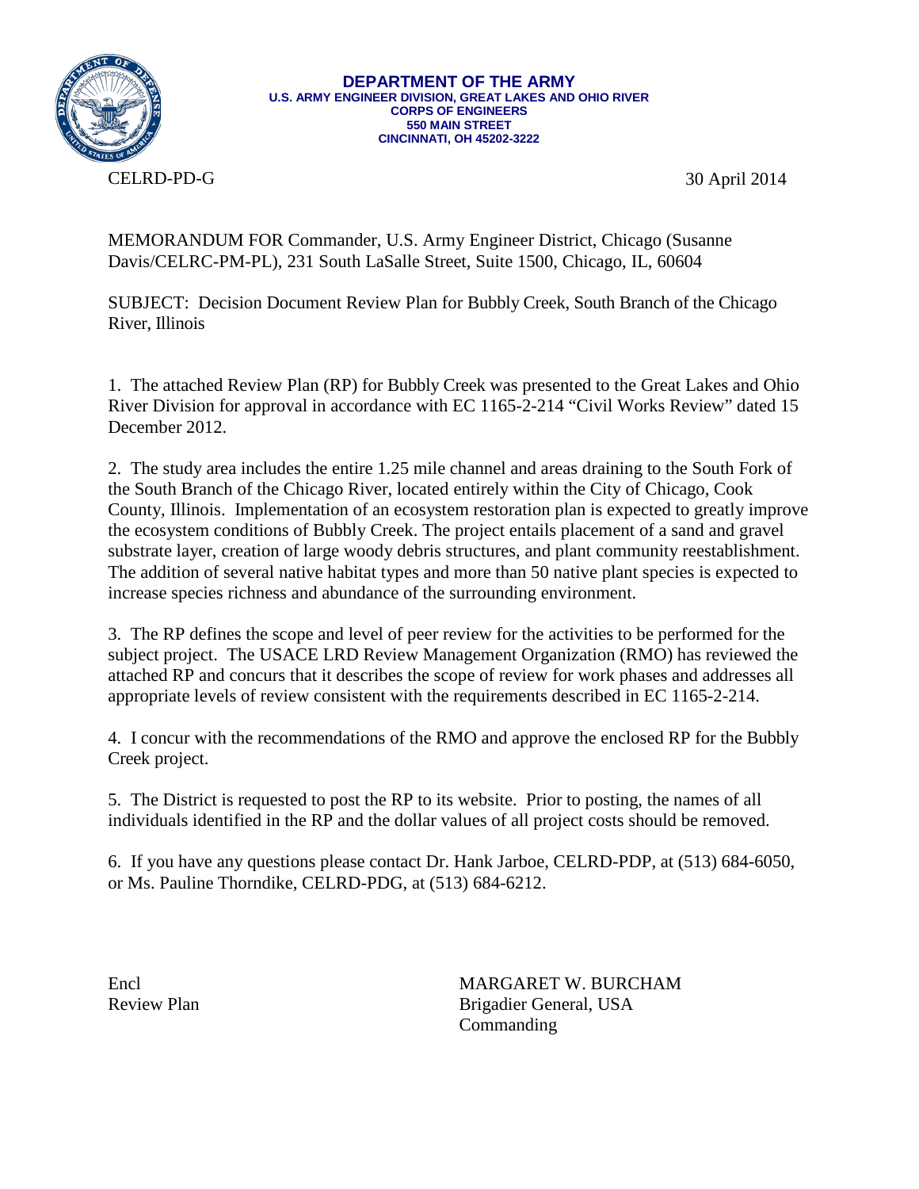**DEPARTMENT OF THE ARMY**
**U.S. ARMY ENGINEER DIVISION, GREAT LAKES AND OHIO RIVER**
**CORPS OF ENGINEERS**
**550 MAIN STREET**
**CINCINNATI, OH 45202-3222**

CELRD-PD-G 30 April 2014

MEMORANDUM FOR Commander, U.S. Army Engineer District, Chicago (Susanne Davis/CELRC-PM-PL), 231 South LaSalle Street, Suite 1500, Chicago, IL, 60604

SUBJECT: Decision Document Review Plan for Bubbly Creek, South Branch of the Chicago River, Illinois

1. The attached Review Plan (RP) for Bubbly Creek was presented to the Great Lakes and Ohio River Division for approval in accordance with EC 1165-2-214 "Civil Works Review" dated 15 December 2012.

2. The study area includes the entire 1.25 mile channel and areas draining to the South Fork of the South Branch of the Chicago River, located entirely within the City of Chicago, Cook County, Illinois. Implementation of an ecosystem restoration plan is expected to greatly improve the ecosystem conditions of Bubbly Creek. The project entails placement of a sand and gravel substrate layer, creation of large woody debris structures, and plant community reestablishment. The addition of several native habitat types and more than 50 native plant species is expected to increase species richness and abundance of the surrounding environment.

3. The RP defines the scope and level of peer review for the activities to be performed for the subject project. The USACE LRD Review Management Organization (RMO) has reviewed the attached RP and concurs that it describes the scope of review for work phases and addresses all appropriate levels of review consistent with the requirements described in EC 1165-2-214.

4. I concur with the recommendations of the RMO and approve the enclosed RP for the Bubbly Creek project.

5. The District is requested to post the RP to its website. Prior to posting, the names of all individuals identified in the RP and the dollar values of all project costs should be removed.

6. If you have any questions please contact Dr. Hank Jarboe, CELRD-PDP, at (513) 684-6050, or Ms. Pauline Thorndike, CELRD-PDG, at (513) 684-6212.

Encl
Review Plan

MARGARET W. BURCHAM
Brigadier General, USA
Commanding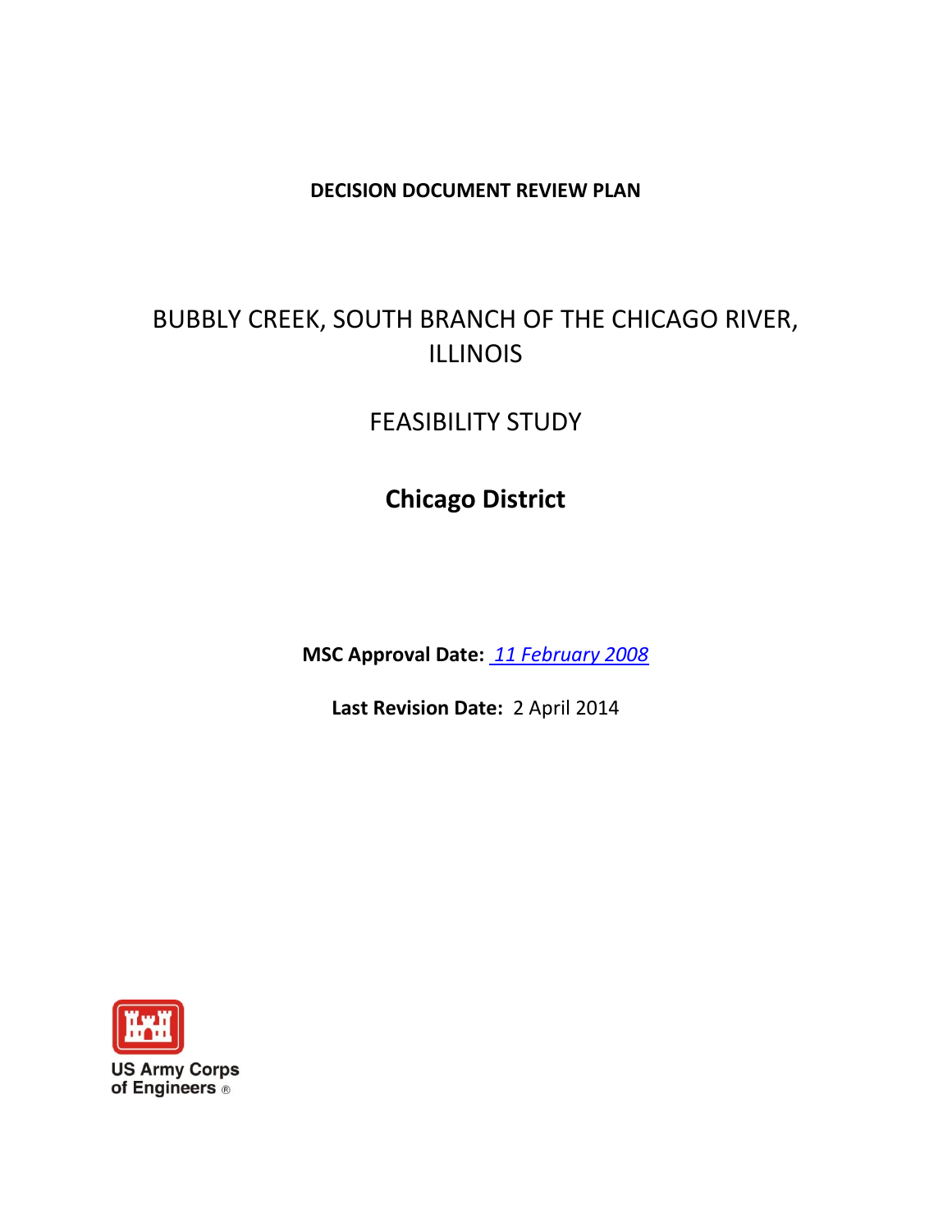**DECISION DOCUMENT REVIEW PLAN**

# BUBBLY CREEK, SOUTH BRANCH OF THE CHICAGO RIVER, ILLINOIS

# FEASIBILITY STUDY

## Chicago District

**MSC Approval Date:** *11 February 2008*

**Last Revision Date:** 2 April 2014

US Army Corps of Engineers ®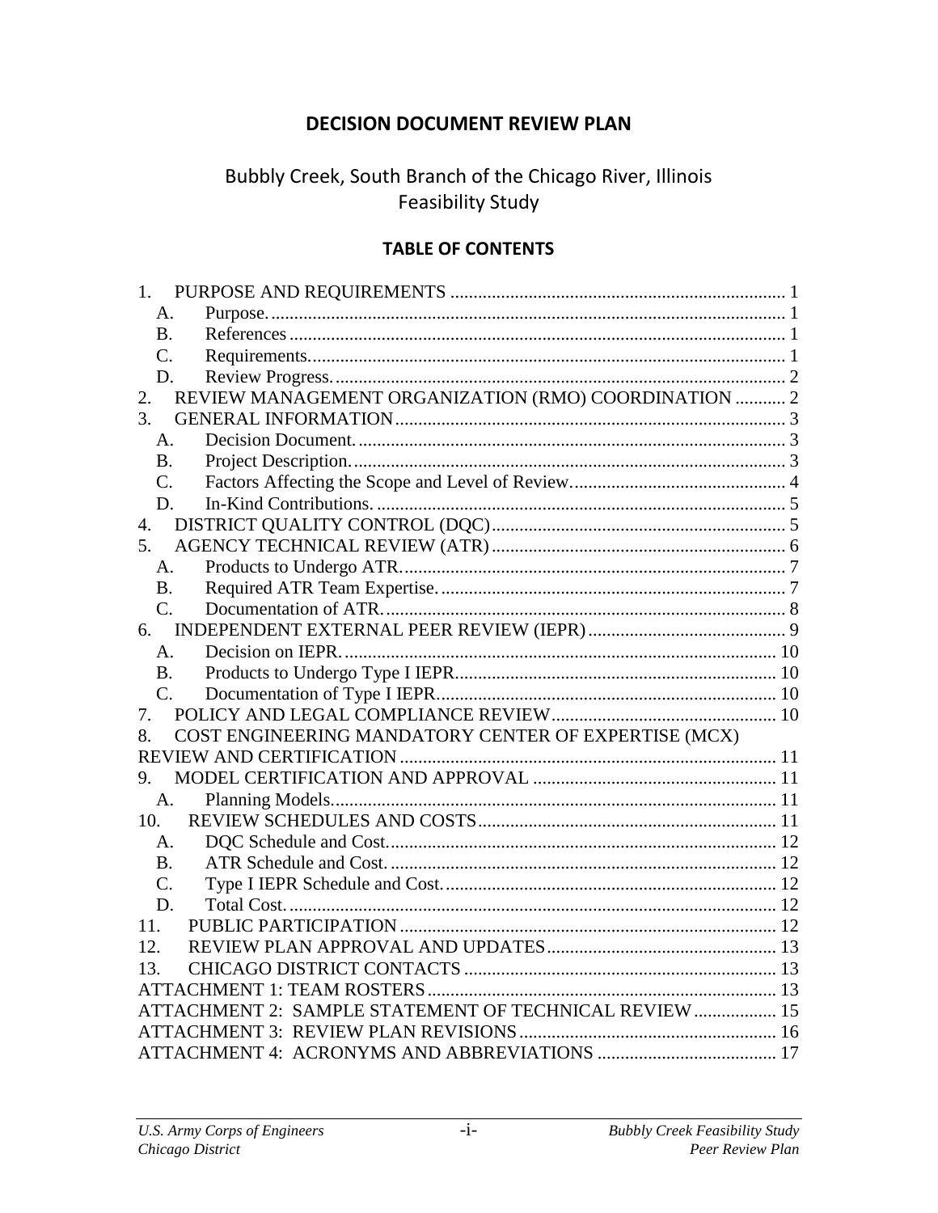# DECISION DOCUMENT REVIEW PLAN

## Bubbly Creek, South Branch of the Chicago River, Illinois Feasibility Study

### TABLE OF CONTENTS

1. PURPOSE AND REQUIREMENTS ........ 1
   - A. Purpose. ........ 1
   - B. References ........ 1
   - C. Requirements. ........ 1
   - D. Review Progress. ........ 2
2. REVIEW MANAGEMENT ORGANIZATION (RMO) COORDINATION ........ 2
3. GENERAL INFORMATION ........ 3
   - A. Decision Document. ........ 3
   - B. Project Description. ........ 3
   - C. Factors Affecting the Scope and Level of Review. ........ 4
   - D. In-Kind Contributions. ........ 5
4. DISTRICT QUALITY CONTROL (DQC) ........ 5
5. AGENCY TECHNICAL REVIEW (ATR) ........ 6
   - A. Products to Undergo ATR. ........ 7
   - B. Required ATR Team Expertise. ........ 7
   - C. Documentation of ATR. ........ 8
6. INDEPENDENT EXTERNAL PEER REVIEW (IEPR) ........ 9
   - A. Decision on IEPR. ........ 10
   - B. Products to Undergo Type I IEPR ........ 10
   - C. Documentation of Type I IEPR ........ 10
7. POLICY AND LEGAL COMPLIANCE REVIEW ........ 10
8. COST ENGINEERING MANDATORY CENTER OF EXPERTISE (MCX) REVIEW AND CERTIFICATION ........ 11
9. MODEL CERTIFICATION AND APPROVAL ........ 11
   - A. Planning Models. ........ 11
10. REVIEW SCHEDULES AND COSTS ........ 11
    - A. DQC Schedule and Cost. ........ 12
    - B. ATR Schedule and Cost. ........ 12
    - C. Type I IEPR Schedule and Cost. ........ 12
    - D. Total Cost. ........ 12
11. PUBLIC PARTICIPATION ........ 12
12. REVIEW PLAN APPROVAL AND UPDATES ........ 13
13. CHICAGO DISTRICT CONTACTS ........ 13

ATTACHMENT 1: TEAM ROSTERS ........ 13

ATTACHMENT 2: SAMPLE STATEMENT OF TECHNICAL REVIEW ........ 15

ATTACHMENT 3: REVIEW PLAN REVISIONS ........ 16

ATTACHMENT 4: ACRONYMS AND ABBREVIATIONS ........ 17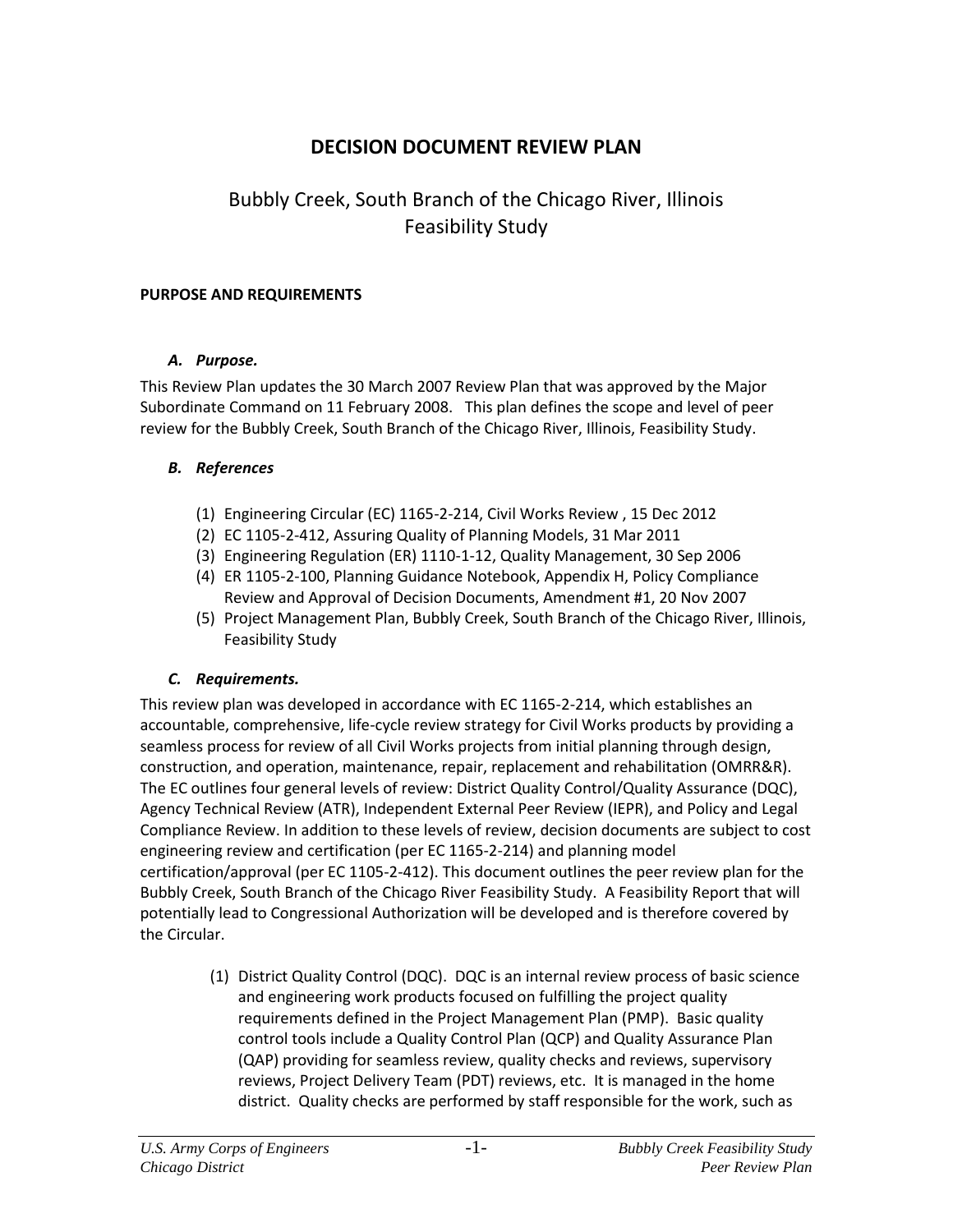# DECISION DOCUMENT REVIEW PLAN

## Bubbly Creek, South Branch of the Chicago River, Illinois Feasibility Study

**PURPOSE AND REQUIREMENTS**

### *A. Purpose.*

This Review Plan updates the 30 March 2007 Review Plan that was approved by the Major Subordinate Command on 11 February 2008. This plan defines the scope and level of peer review for the Bubbly Creek, South Branch of the Chicago River, Illinois, Feasibility Study.

### *B. References*

(1) Engineering Circular (EC) 1165-2-214, Civil Works Review , 15 Dec 2012
(2) EC 1105-2-412, Assuring Quality of Planning Models, 31 Mar 2011
(3) Engineering Regulation (ER) 1110-1-12, Quality Management, 30 Sep 2006
(4) ER 1105-2-100, Planning Guidance Notebook, Appendix H, Policy Compliance Review and Approval of Decision Documents, Amendment #1, 20 Nov 2007
(5) Project Management Plan, Bubbly Creek, South Branch of the Chicago River, Illinois, Feasibility Study

### *C. Requirements.*

This review plan was developed in accordance with EC 1165-2-214, which establishes an accountable, comprehensive, life-cycle review strategy for Civil Works products by providing a seamless process for review of all Civil Works projects from initial planning through design, construction, and operation, maintenance, repair, replacement and rehabilitation (OMRR&R). The EC outlines four general levels of review: District Quality Control/Quality Assurance (DQC), Agency Technical Review (ATR), Independent External Peer Review (IEPR), and Policy and Legal Compliance Review. In addition to these levels of review, decision documents are subject to cost engineering review and certification (per EC 1165-2-214) and planning model certification/approval (per EC 1105-2-412). This document outlines the peer review plan for the Bubbly Creek, South Branch of the Chicago River Feasibility Study. A Feasibility Report that will potentially lead to Congressional Authorization will be developed and is therefore covered by the Circular.

(1) District Quality Control (DQC). DQC is an internal review process of basic science and engineering work products focused on fulfilling the project quality requirements defined in the Project Management Plan (PMP). Basic quality control tools include a Quality Control Plan (QCP) and Quality Assurance Plan (QAP) providing for seamless review, quality checks and reviews, supervisory reviews, Project Delivery Team (PDT) reviews, etc. It is managed in the home district. Quality checks are performed by staff responsible for the work, such as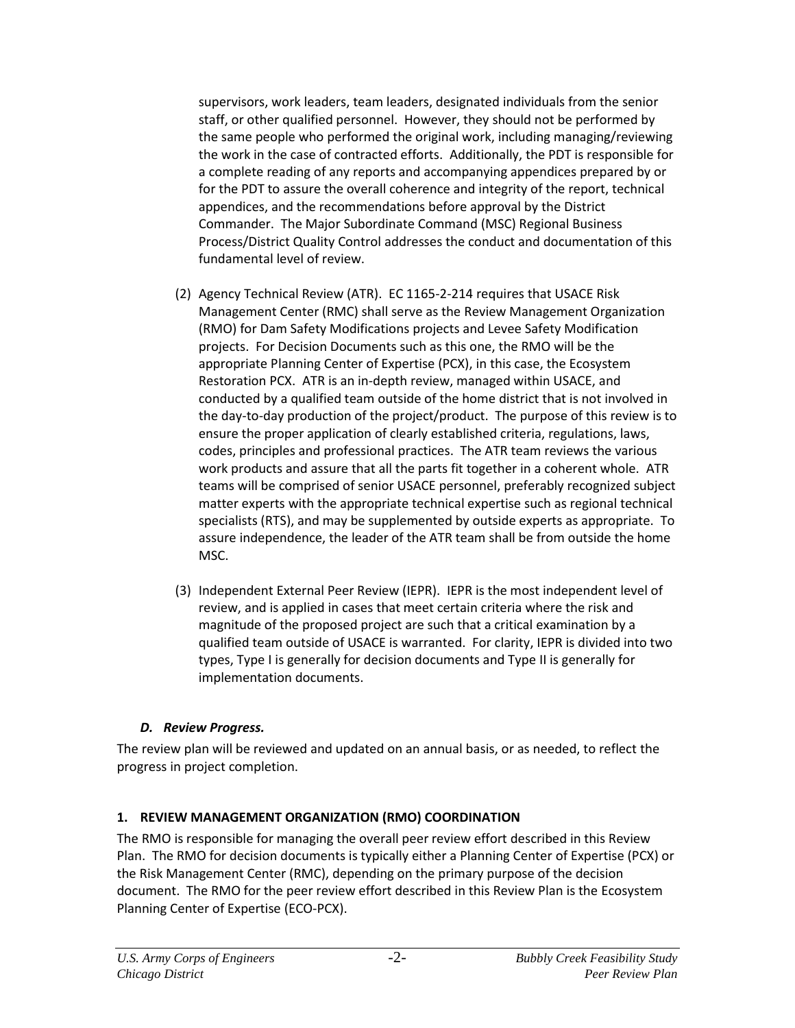supervisors, work leaders, team leaders, designated individuals from the senior staff, or other qualified personnel. However, they should not be performed by the same people who performed the original work, including managing/reviewing the work in the case of contracted efforts. Additionally, the PDT is responsible for a complete reading of any reports and accompanying appendices prepared by or for the PDT to assure the overall coherence and integrity of the report, technical appendices, and the recommendations before approval by the District Commander. The Major Subordinate Command (MSC) Regional Business Process/District Quality Control addresses the conduct and documentation of this fundamental level of review.

(2) Agency Technical Review (ATR). EC 1165-2-214 requires that USACE Risk Management Center (RMC) shall serve as the Review Management Organization (RMO) for Dam Safety Modifications projects and Levee Safety Modification projects. For Decision Documents such as this one, the RMO will be the appropriate Planning Center of Expertise (PCX), in this case, the Ecosystem Restoration PCX. ATR is an in-depth review, managed within USACE, and conducted by a qualified team outside of the home district that is not involved in the day-to-day production of the project/product. The purpose of this review is to ensure the proper application of clearly established criteria, regulations, laws, codes, principles and professional practices. The ATR team reviews the various work products and assure that all the parts fit together in a coherent whole. ATR teams will be comprised of senior USACE personnel, preferably recognized subject matter experts with the appropriate technical expertise such as regional technical specialists (RTS), and may be supplemented by outside experts as appropriate. To assure independence, the leader of the ATR team shall be from outside the home MSC.

(3) Independent External Peer Review (IEPR). IEPR is the most independent level of review, and is applied in cases that meet certain criteria where the risk and magnitude of the proposed project are such that a critical examination by a qualified team outside of USACE is warranted. For clarity, IEPR is divided into two types, Type I is generally for decision documents and Type II is generally for implementation documents.

### *D. Review Progress.*

The review plan will be reviewed and updated on an annual basis, or as needed, to reflect the progress in project completion.

## 1. REVIEW MANAGEMENT ORGANIZATION (RMO) COORDINATION

The RMO is responsible for managing the overall peer review effort described in this Review Plan. The RMO for decision documents is typically either a Planning Center of Expertise (PCX) or the Risk Management Center (RMC), depending on the primary purpose of the decision document. The RMO for the peer review effort described in this Review Plan is the Ecosystem Planning Center of Expertise (ECO-PCX).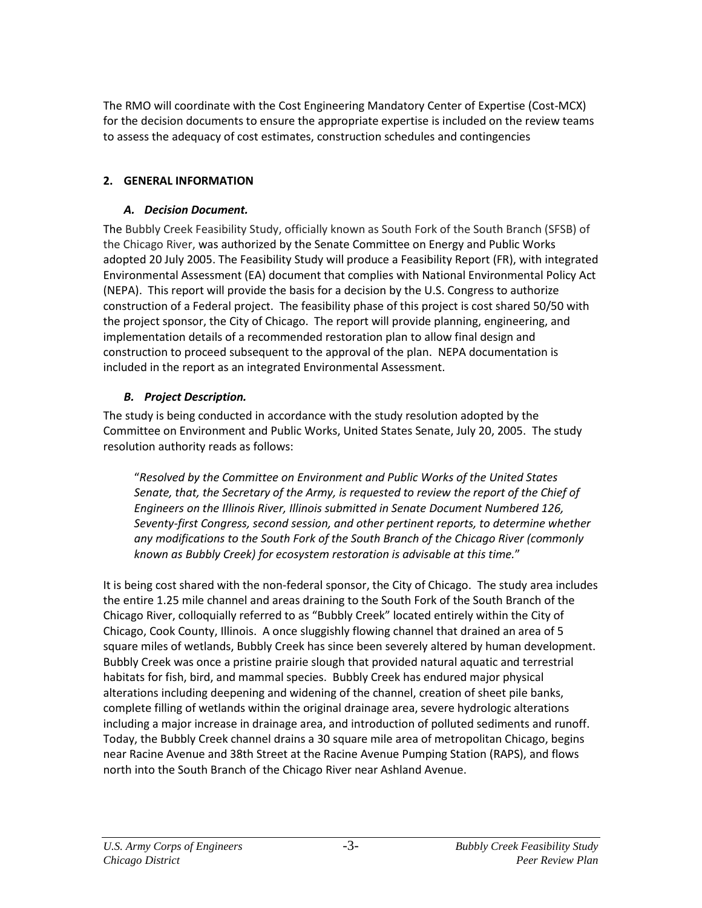The RMO will coordinate with the Cost Engineering Mandatory Center of Expertise (Cost-MCX) for the decision documents to ensure the appropriate expertise is included on the review teams to assess the adequacy of cost estimates, construction schedules and contingencies

## 2. GENERAL INFORMATION

### *A. Decision Document.*

The Bubbly Creek Feasibility Study, officially known as South Fork of the South Branch (SFSB) of the Chicago River, was authorized by the Senate Committee on Energy and Public Works adopted 20 July 2005. The Feasibility Study will produce a Feasibility Report (FR), with integrated Environmental Assessment (EA) document that complies with National Environmental Policy Act (NEPA). This report will provide the basis for a decision by the U.S. Congress to authorize construction of a Federal project. The feasibility phase of this project is cost shared 50/50 with the project sponsor, the City of Chicago. The report will provide planning, engineering, and implementation details of a recommended restoration plan to allow final design and construction to proceed subsequent to the approval of the plan. NEPA documentation is included in the report as an integrated Environmental Assessment.

### *B. Project Description.*

The study is being conducted in accordance with the study resolution adopted by the Committee on Environment and Public Works, United States Senate, July 20, 2005. The study resolution authority reads as follows:

> "*Resolved by the Committee on Environment and Public Works of the United States Senate, that, the Secretary of the Army, is requested to review the report of the Chief of Engineers on the Illinois River, Illinois submitted in Senate Document Numbered 126, Seventy-first Congress, second session, and other pertinent reports, to determine whether any modifications to the South Fork of the South Branch of the Chicago River (commonly known as Bubbly Creek) for ecosystem restoration is advisable at this time.*"

It is being cost shared with the non-federal sponsor, the City of Chicago. The study area includes the entire 1.25 mile channel and areas draining to the South Fork of the South Branch of the Chicago River, colloquially referred to as "Bubbly Creek" located entirely within the City of Chicago, Cook County, Illinois. A once sluggishly flowing channel that drained an area of 5 square miles of wetlands, Bubbly Creek has since been severely altered by human development. Bubbly Creek was once a pristine prairie slough that provided natural aquatic and terrestrial habitats for fish, bird, and mammal species. Bubbly Creek has endured major physical alterations including deepening and widening of the channel, creation of sheet pile banks, complete filling of wetlands within the original drainage area, severe hydrologic alterations including a major increase in drainage area, and introduction of polluted sediments and runoff. Today, the Bubbly Creek channel drains a 30 square mile area of metropolitan Chicago, begins near Racine Avenue and 38th Street at the Racine Avenue Pumping Station (RAPS), and flows north into the South Branch of the Chicago River near Ashland Avenue.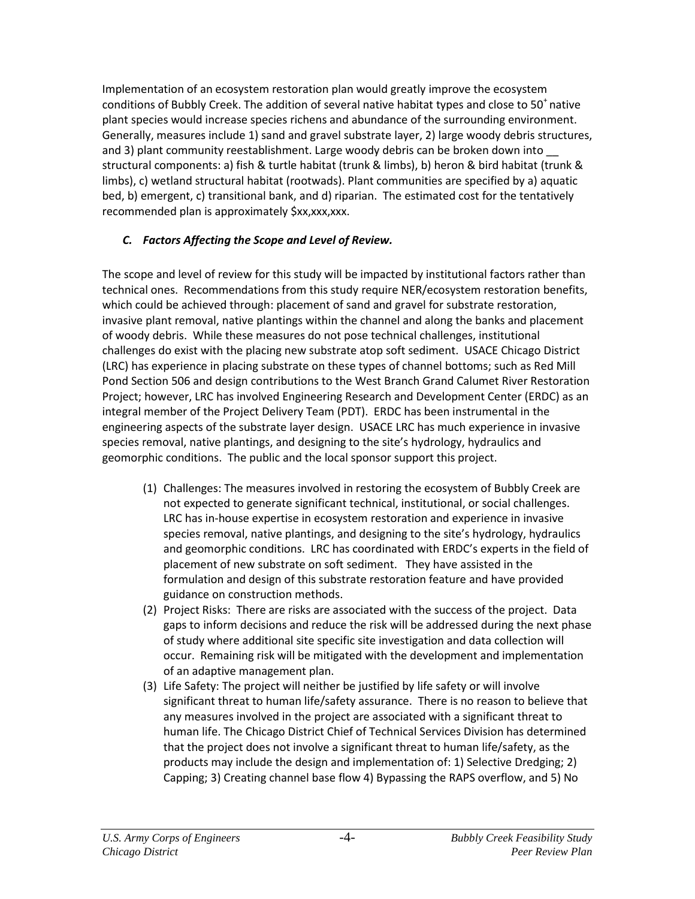Implementation of an ecosystem restoration plan would greatly improve the ecosystem conditions of Bubbly Creek. The addition of several native habitat types and close to $50^{+}$ native plant species would increase species richens and abundance of the surrounding environment. Generally, measures include 1) sand and gravel substrate layer, 2) large woody debris structures, and 3) plant community reestablishment. Large woody debris can be broken down into __ structural components: a) fish & turtle habitat (trunk & limbs), b) heron & bird habitat (trunk & limbs), c) wetland structural habitat (rootwads). Plant communities are specified by a) aquatic bed, b) emergent, c) transitional bank, and d) riparian. The estimated cost for the tentatively recommended plan is approximately $xx,xxx,xxx.

### *C. Factors Affecting the Scope and Level of Review.*

The scope and level of review for this study will be impacted by institutional factors rather than technical ones. Recommendations from this study require NER/ecosystem restoration benefits, which could be achieved through: placement of sand and gravel for substrate restoration, invasive plant removal, native plantings within the channel and along the banks and placement of woody debris. While these measures do not pose technical challenges, institutional challenges do exist with the placing new substrate atop soft sediment. USACE Chicago District (LRC) has experience in placing substrate on these types of channel bottoms; such as Red Mill Pond Section 506 and design contributions to the West Branch Grand Calumet River Restoration Project; however, LRC has involved Engineering Research and Development Center (ERDC) as an integral member of the Project Delivery Team (PDT). ERDC has been instrumental in the engineering aspects of the substrate layer design. USACE LRC has much experience in invasive species removal, native plantings, and designing to the site's hydrology, hydraulics and geomorphic conditions. The public and the local sponsor support this project.

(1) Challenges: The measures involved in restoring the ecosystem of Bubbly Creek are not expected to generate significant technical, institutional, or social challenges. LRC has in-house expertise in ecosystem restoration and experience in invasive species removal, native plantings, and designing to the site's hydrology, hydraulics and geomorphic conditions. LRC has coordinated with ERDC's experts in the field of placement of new substrate on soft sediment. They have assisted in the formulation and design of this substrate restoration feature and have provided guidance on construction methods.

(2) Project Risks: There are risks are associated with the success of the project. Data gaps to inform decisions and reduce the risk will be addressed during the next phase of study where additional site specific site investigation and data collection will occur. Remaining risk will be mitigated with the development and implementation of an adaptive management plan.

(3) Life Safety: The project will neither be justified by life safety or will involve significant threat to human life/safety assurance. There is no reason to believe that any measures involved in the project are associated with a significant threat to human life. The Chicago District Chief of Technical Services Division has determined that the project does not involve a significant threat to human life/safety, as the products may include the design and implementation of: 1) Selective Dredging; 2) Capping; 3) Creating channel base flow 4) Bypassing the RAPS overflow, and 5) No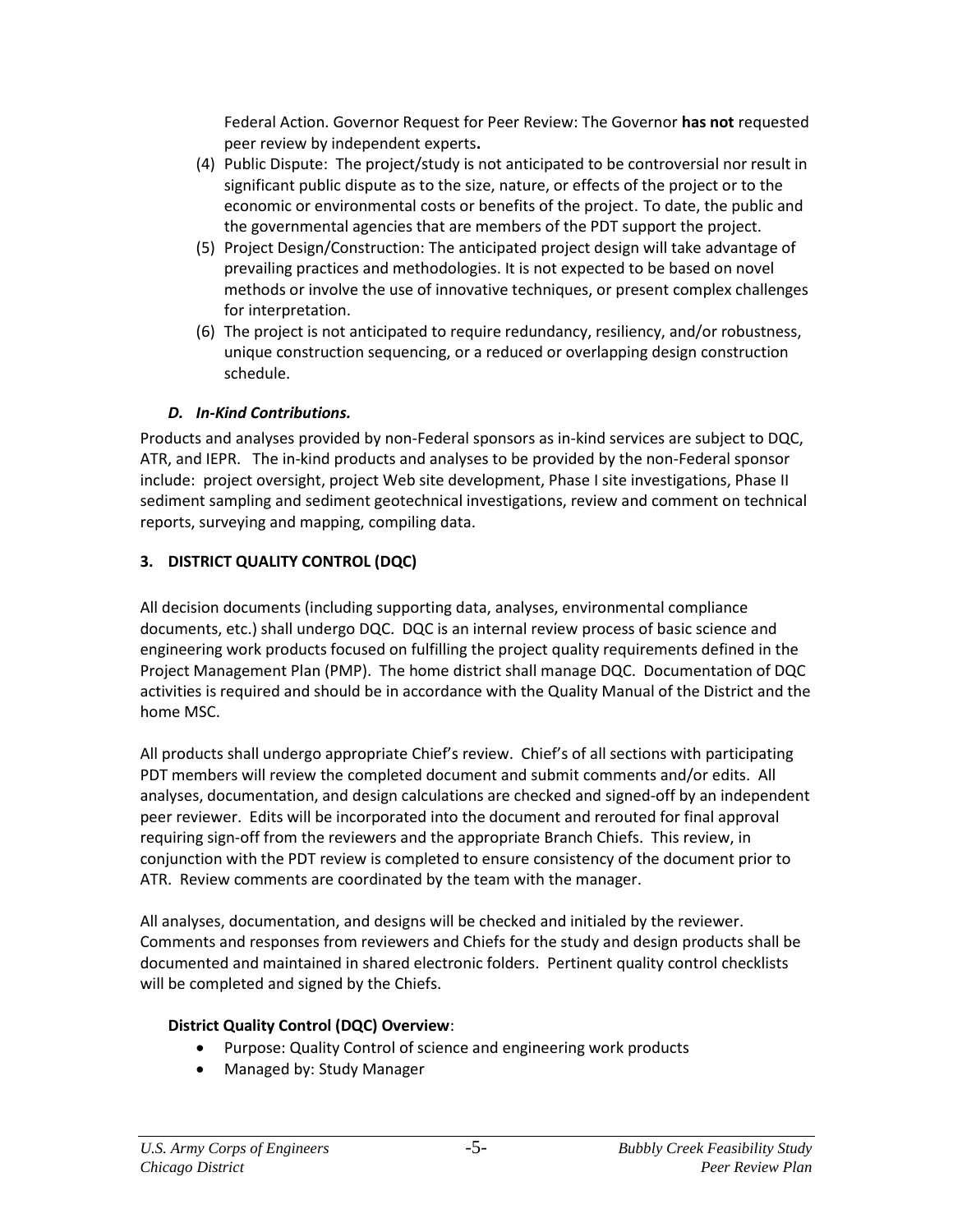Federal Action. Governor Request for Peer Review: The Governor **has not** requested peer review by independent experts**.**

(4) Public Dispute: The project/study is not anticipated to be controversial nor result in significant public dispute as to the size, nature, or effects of the project or to the economic or environmental costs or benefits of the project. To date, the public and the governmental agencies that are members of the PDT support the project.

(5) Project Design/Construction: The anticipated project design will take advantage of prevailing practices and methodologies. It is not expected to be based on novel methods or involve the use of innovative techniques, or present complex challenges for interpretation.

(6) The project is not anticipated to require redundancy, resiliency, and/or robustness, unique construction sequencing, or a reduced or overlapping design construction schedule.

### *D. In-Kind Contributions.*

Products and analyses provided by non-Federal sponsors as in-kind services are subject to DQC, ATR, and IEPR. The in-kind products and analyses to be provided by the non-Federal sponsor include: project oversight, project Web site development, Phase I site investigations, Phase II sediment sampling and sediment geotechnical investigations, review and comment on technical reports, surveying and mapping, compiling data.

## 3. DISTRICT QUALITY CONTROL (DQC)

All decision documents (including supporting data, analyses, environmental compliance documents, etc.) shall undergo DQC. DQC is an internal review process of basic science and engineering work products focused on fulfilling the project quality requirements defined in the Project Management Plan (PMP). The home district shall manage DQC. Documentation of DQC activities is required and should be in accordance with the Quality Manual of the District and the home MSC.

All products shall undergo appropriate Chief's review. Chief's of all sections with participating PDT members will review the completed document and submit comments and/or edits. All analyses, documentation, and design calculations are checked and signed-off by an independent peer reviewer. Edits will be incorporated into the document and rerouted for final approval requiring sign-off from the reviewers and the appropriate Branch Chiefs. This review, in conjunction with the PDT review is completed to ensure consistency of the document prior to ATR. Review comments are coordinated by the team with the manager.

All analyses, documentation, and designs will be checked and initialed by the reviewer. Comments and responses from reviewers and Chiefs for the study and design products shall be documented and maintained in shared electronic folders. Pertinent quality control checklists will be completed and signed by the Chiefs.

**District Quality Control (DQC) Overview**:

- Purpose: Quality Control of science and engineering work products
- Managed by: Study Manager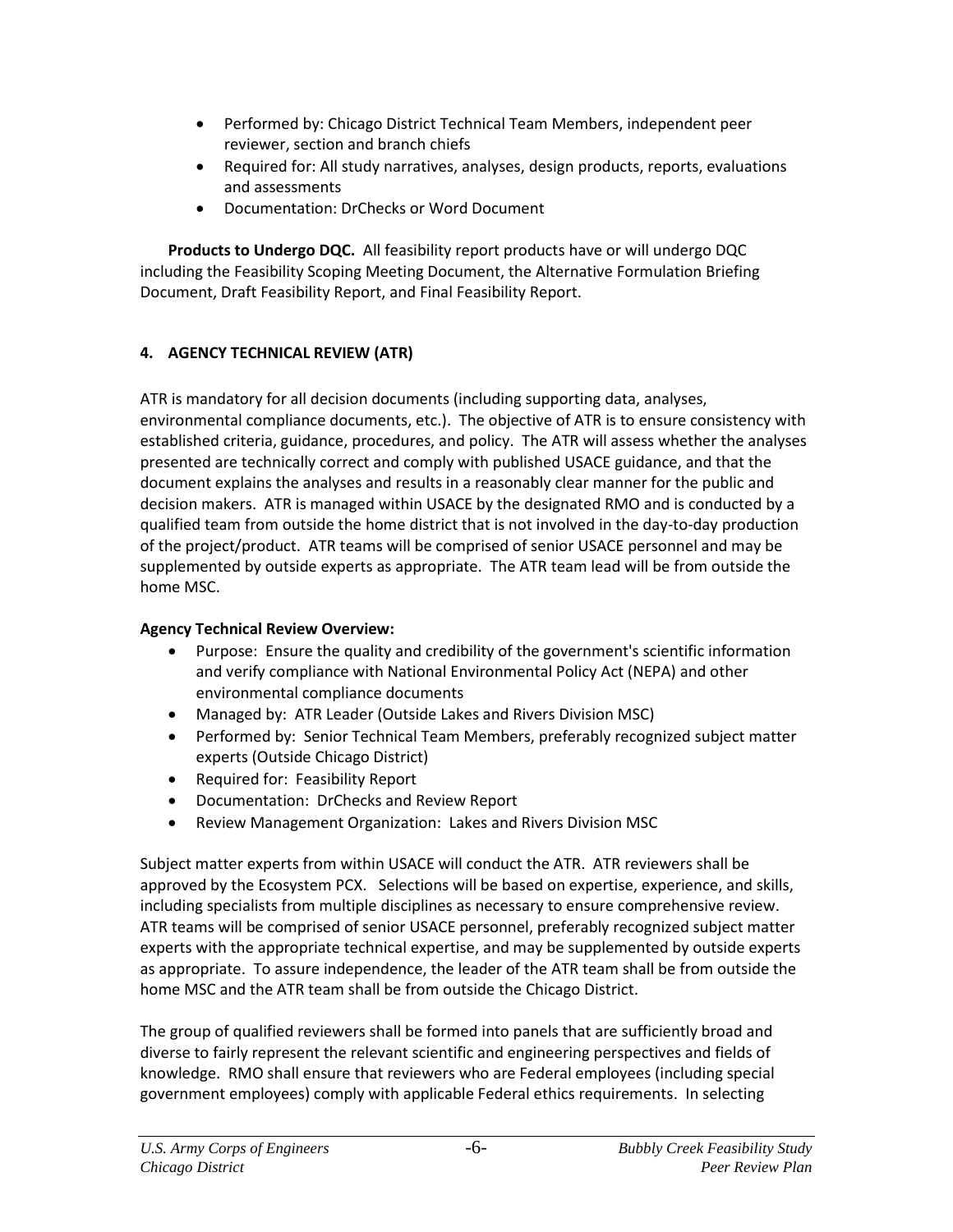- Performed by: Chicago District Technical Team Members, independent peer reviewer, section and branch chiefs
- Required for: All study narratives, analyses, design products, reports, evaluations and assessments
- Documentation: DrChecks or Word Document

**Products to Undergo DQC.** All feasibility report products have or will undergo DQC including the Feasibility Scoping Meeting Document, the Alternative Formulation Briefing Document, Draft Feasibility Report, and Final Feasibility Report.

## 4. AGENCY TECHNICAL REVIEW (ATR)

ATR is mandatory for all decision documents (including supporting data, analyses, environmental compliance documents, etc.). The objective of ATR is to ensure consistency with established criteria, guidance, procedures, and policy. The ATR will assess whether the analyses presented are technically correct and comply with published USACE guidance, and that the document explains the analyses and results in a reasonably clear manner for the public and decision makers. ATR is managed within USACE by the designated RMO and is conducted by a qualified team from outside the home district that is not involved in the day-to-day production of the project/product. ATR teams will be comprised of senior USACE personnel and may be supplemented by outside experts as appropriate. The ATR team lead will be from outside the home MSC.

**Agency Technical Review Overview:**

- Purpose: Ensure the quality and credibility of the government's scientific information and verify compliance with National Environmental Policy Act (NEPA) and other environmental compliance documents
- Managed by: ATR Leader (Outside Lakes and Rivers Division MSC)
- Performed by: Senior Technical Team Members, preferably recognized subject matter experts (Outside Chicago District)
- Required for: Feasibility Report
- Documentation: DrChecks and Review Report
- Review Management Organization: Lakes and Rivers Division MSC

Subject matter experts from within USACE will conduct the ATR. ATR reviewers shall be approved by the Ecosystem PCX. Selections will be based on expertise, experience, and skills, including specialists from multiple disciplines as necessary to ensure comprehensive review. ATR teams will be comprised of senior USACE personnel, preferably recognized subject matter experts with the appropriate technical expertise, and may be supplemented by outside experts as appropriate. To assure independence, the leader of the ATR team shall be from outside the home MSC and the ATR team shall be from outside the Chicago District.

The group of qualified reviewers shall be formed into panels that are sufficiently broad and diverse to fairly represent the relevant scientific and engineering perspectives and fields of knowledge. RMO shall ensure that reviewers who are Federal employees (including special government employees) comply with applicable Federal ethics requirements. In selecting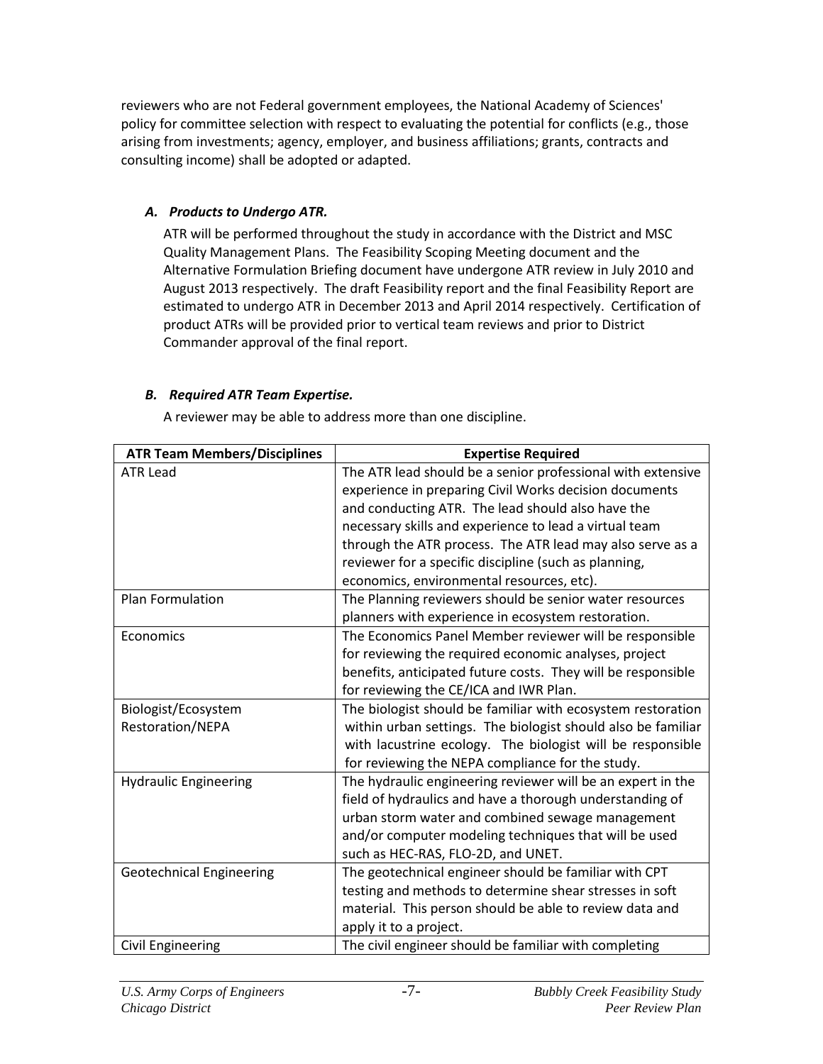reviewers who are not Federal government employees, the National Academy of Sciences' policy for committee selection with respect to evaluating the potential for conflicts (e.g., those arising from investments; agency, employer, and business affiliations; grants, contracts and consulting income) shall be adopted or adapted.

### *A. Products to Undergo ATR.*

ATR will be performed throughout the study in accordance with the District and MSC Quality Management Plans. The Feasibility Scoping Meeting document and the Alternative Formulation Briefing document have undergone ATR review in July 2010 and August 2013 respectively. The draft Feasibility report and the final Feasibility Report are estimated to undergo ATR in December 2013 and April 2014 respectively. Certification of product ATRs will be provided prior to vertical team reviews and prior to District Commander approval of the final report.

### *B. Required ATR Team Expertise.*

A reviewer may be able to address more than one discipline.

| ATR Team Members/Disciplines | Expertise Required |
|---|---|
| ATR Lead | The ATR lead should be a senior professional with extensive experience in preparing Civil Works decision documents and conducting ATR. The lead should also have the necessary skills and experience to lead a virtual team through the ATR process. The ATR lead may also serve as a reviewer for a specific discipline (such as planning, economics, environmental resources, etc). |
| Plan Formulation | The Planning reviewers should be senior water resources planners with experience in ecosystem restoration. |
| Economics | The Economics Panel Member reviewer will be responsible for reviewing the required economic analyses, project benefits, anticipated future costs. They will be responsible for reviewing the CE/ICA and IWR Plan. |
| Biologist/Ecosystem Restoration/NEPA | The biologist should be familiar with ecosystem restoration within urban settings. The biologist should also be familiar with lacustrine ecology. The biologist will be responsible for reviewing the NEPA compliance for the study. |
| Hydraulic Engineering | The hydraulic engineering reviewer will be an expert in the field of hydraulics and have a thorough understanding of urban storm water and combined sewage management and/or computer modeling techniques that will be used such as HEC-RAS, FLO-2D, and UNET. |
| Geotechnical Engineering | The geotechnical engineer should be familiar with CPT testing and methods to determine shear stresses in soft material. This person should be able to review data and apply it to a project. |
| Civil Engineering | The civil engineer should be familiar with completing |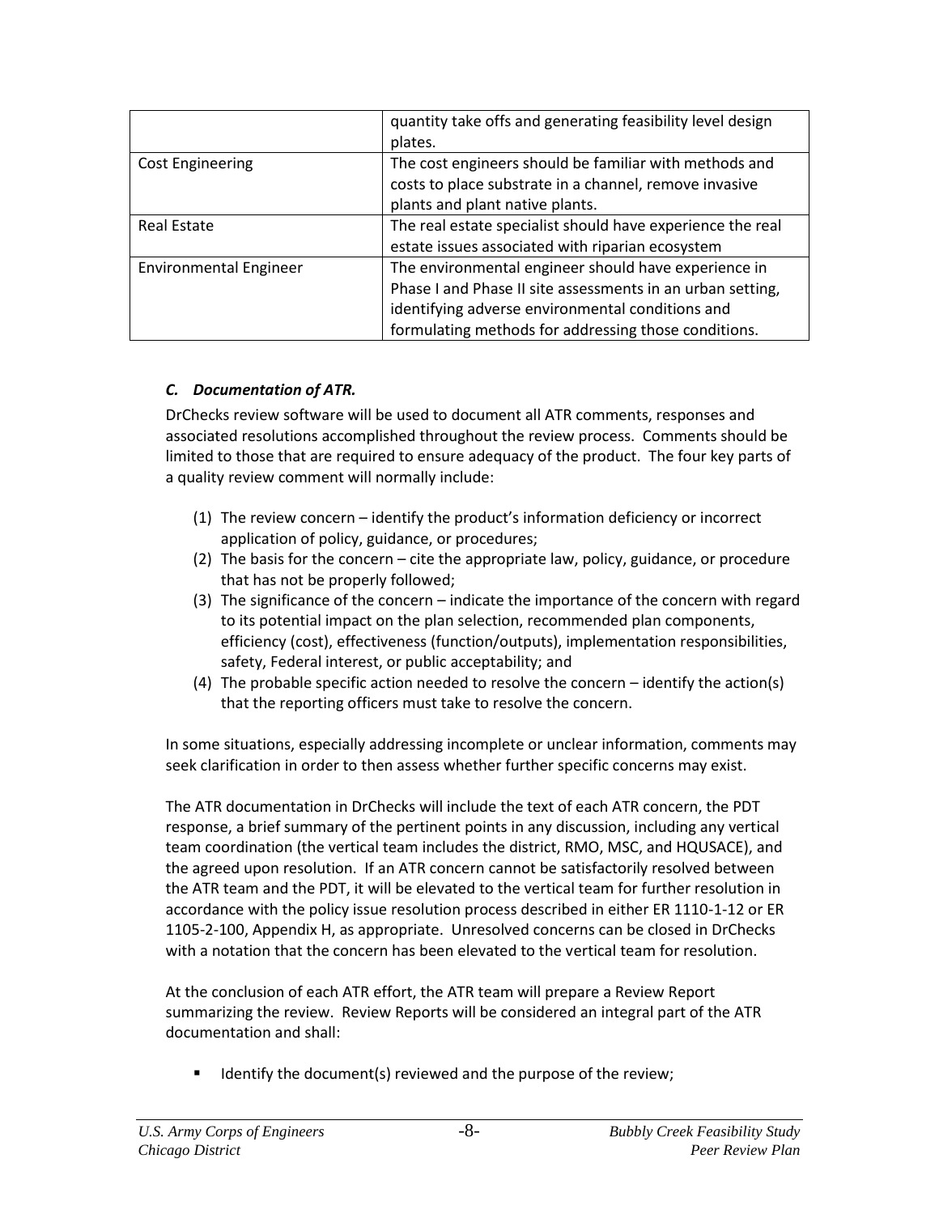| | |
|---|---|
| | quantity take offs and generating feasibility level design plates. |
| Cost Engineering | The cost engineers should be familiar with methods and costs to place substrate in a channel, remove invasive plants and plant native plants. |
| Real Estate | The real estate specialist should have experience the real estate issues associated with riparian ecosystem |
| Environmental Engineer | The environmental engineer should have experience in Phase I and Phase II site assessments in an urban setting, identifying adverse environmental conditions and formulating methods for addressing those conditions. |

### *C. Documentation of ATR.*

DrChecks review software will be used to document all ATR comments, responses and associated resolutions accomplished throughout the review process. Comments should be limited to those that are required to ensure adequacy of the product. The four key parts of a quality review comment will normally include:

(1) The review concern – identify the product's information deficiency or incorrect application of policy, guidance, or procedures;

(2) The basis for the concern – cite the appropriate law, policy, guidance, or procedure that has not be properly followed;

(3) The significance of the concern – indicate the importance of the concern with regard to its potential impact on the plan selection, recommended plan components, efficiency (cost), effectiveness (function/outputs), implementation responsibilities, safety, Federal interest, or public acceptability; and

(4) The probable specific action needed to resolve the concern – identify the action(s) that the reporting officers must take to resolve the concern.

In some situations, especially addressing incomplete or unclear information, comments may seek clarification in order to then assess whether further specific concerns may exist.

The ATR documentation in DrChecks will include the text of each ATR concern, the PDT response, a brief summary of the pertinent points in any discussion, including any vertical team coordination (the vertical team includes the district, RMO, MSC, and HQUSACE), and the agreed upon resolution. If an ATR concern cannot be satisfactorily resolved between the ATR team and the PDT, it will be elevated to the vertical team for further resolution in accordance with the policy issue resolution process described in either ER 1110-1-12 or ER 1105-2-100, Appendix H, as appropriate. Unresolved concerns can be closed in DrChecks with a notation that the concern has been elevated to the vertical team for resolution.

At the conclusion of each ATR effort, the ATR team will prepare a Review Report summarizing the review. Review Reports will be considered an integral part of the ATR documentation and shall:

- Identify the document(s) reviewed and the purpose of the review;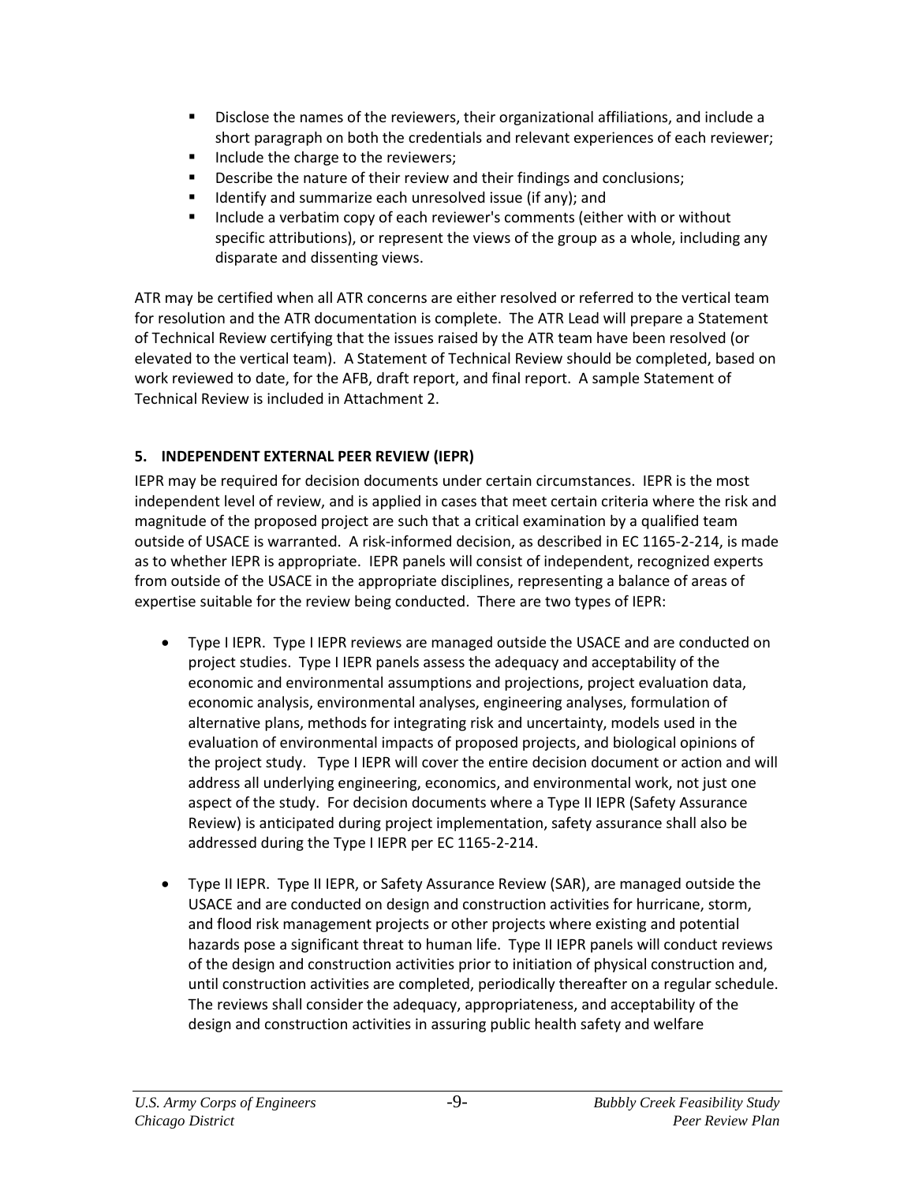- Disclose the names of the reviewers, their organizational affiliations, and include a short paragraph on both the credentials and relevant experiences of each reviewer;
- Include the charge to the reviewers;
- Describe the nature of their review and their findings and conclusions;
- Identify and summarize each unresolved issue (if any); and
- Include a verbatim copy of each reviewer's comments (either with or without specific attributions), or represent the views of the group as a whole, including any disparate and dissenting views.

ATR may be certified when all ATR concerns are either resolved or referred to the vertical team for resolution and the ATR documentation is complete. The ATR Lead will prepare a Statement of Technical Review certifying that the issues raised by the ATR team have been resolved (or elevated to the vertical team). A Statement of Technical Review should be completed, based on work reviewed to date, for the AFB, draft report, and final report. A sample Statement of Technical Review is included in Attachment 2.

## 5. INDEPENDENT EXTERNAL PEER REVIEW (IEPR)

IEPR may be required for decision documents under certain circumstances. IEPR is the most independent level of review, and is applied in cases that meet certain criteria where the risk and magnitude of the proposed project are such that a critical examination by a qualified team outside of USACE is warranted. A risk-informed decision, as described in EC 1165-2-214, is made as to whether IEPR is appropriate. IEPR panels will consist of independent, recognized experts from outside of the USACE in the appropriate disciplines, representing a balance of areas of expertise suitable for the review being conducted. There are two types of IEPR:

- Type I IEPR. Type I IEPR reviews are managed outside the USACE and are conducted on project studies. Type I IEPR panels assess the adequacy and acceptability of the economic and environmental assumptions and projections, project evaluation data, economic analysis, environmental analyses, engineering analyses, formulation of alternative plans, methods for integrating risk and uncertainty, models used in the evaluation of environmental impacts of proposed projects, and biological opinions of the project study. Type I IEPR will cover the entire decision document or action and will address all underlying engineering, economics, and environmental work, not just one aspect of the study. For decision documents where a Type II IEPR (Safety Assurance Review) is anticipated during project implementation, safety assurance shall also be addressed during the Type I IEPR per EC 1165-2-214.

- Type II IEPR. Type II IEPR, or Safety Assurance Review (SAR), are managed outside the USACE and are conducted on design and construction activities for hurricane, storm, and flood risk management projects or other projects where existing and potential hazards pose a significant threat to human life. Type II IEPR panels will conduct reviews of the design and construction activities prior to initiation of physical construction and, until construction activities are completed, periodically thereafter on a regular schedule. The reviews shall consider the adequacy, appropriateness, and acceptability of the design and construction activities in assuring public health safety and welfare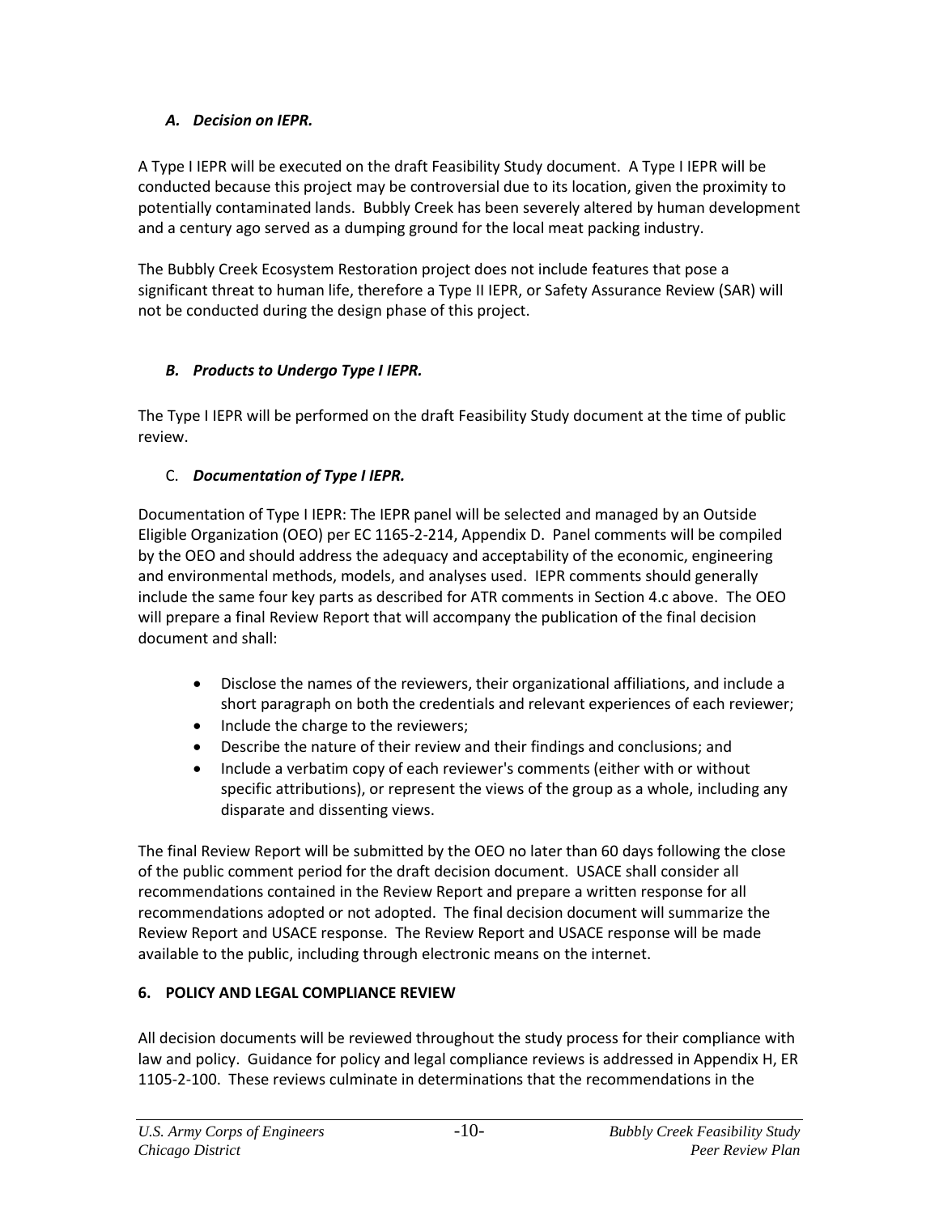### *A. Decision on IEPR.*

A Type I IEPR will be executed on the draft Feasibility Study document. A Type I IEPR will be conducted because this project may be controversial due to its location, given the proximity to potentially contaminated lands. Bubbly Creek has been severely altered by human development and a century ago served as a dumping ground for the local meat packing industry.

The Bubbly Creek Ecosystem Restoration project does not include features that pose a significant threat to human life, therefore a Type II IEPR, or Safety Assurance Review (SAR) will not be conducted during the design phase of this project.

### *B. Products to Undergo Type I IEPR.*

The Type I IEPR will be performed on the draft Feasibility Study document at the time of public review.

### C. *Documentation of Type I IEPR.*

Documentation of Type I IEPR: The IEPR panel will be selected and managed by an Outside Eligible Organization (OEO) per EC 1165-2-214, Appendix D. Panel comments will be compiled by the OEO and should address the adequacy and acceptability of the economic, engineering and environmental methods, models, and analyses used. IEPR comments should generally include the same four key parts as described for ATR comments in Section 4.c above. The OEO will prepare a final Review Report that will accompany the publication of the final decision document and shall:

- Disclose the names of the reviewers, their organizational affiliations, and include a short paragraph on both the credentials and relevant experiences of each reviewer;
- Include the charge to the reviewers;
- Describe the nature of their review and their findings and conclusions; and
- Include a verbatim copy of each reviewer's comments (either with or without specific attributions), or represent the views of the group as a whole, including any disparate and dissenting views.

The final Review Report will be submitted by the OEO no later than 60 days following the close of the public comment period for the draft decision document. USACE shall consider all recommendations contained in the Review Report and prepare a written response for all recommendations adopted or not adopted. The final decision document will summarize the Review Report and USACE response. The Review Report and USACE response will be made available to the public, including through electronic means on the internet.

## 6. POLICY AND LEGAL COMPLIANCE REVIEW

All decision documents will be reviewed throughout the study process for their compliance with law and policy. Guidance for policy and legal compliance reviews is addressed in Appendix H, ER 1105-2-100. These reviews culminate in determinations that the recommendations in the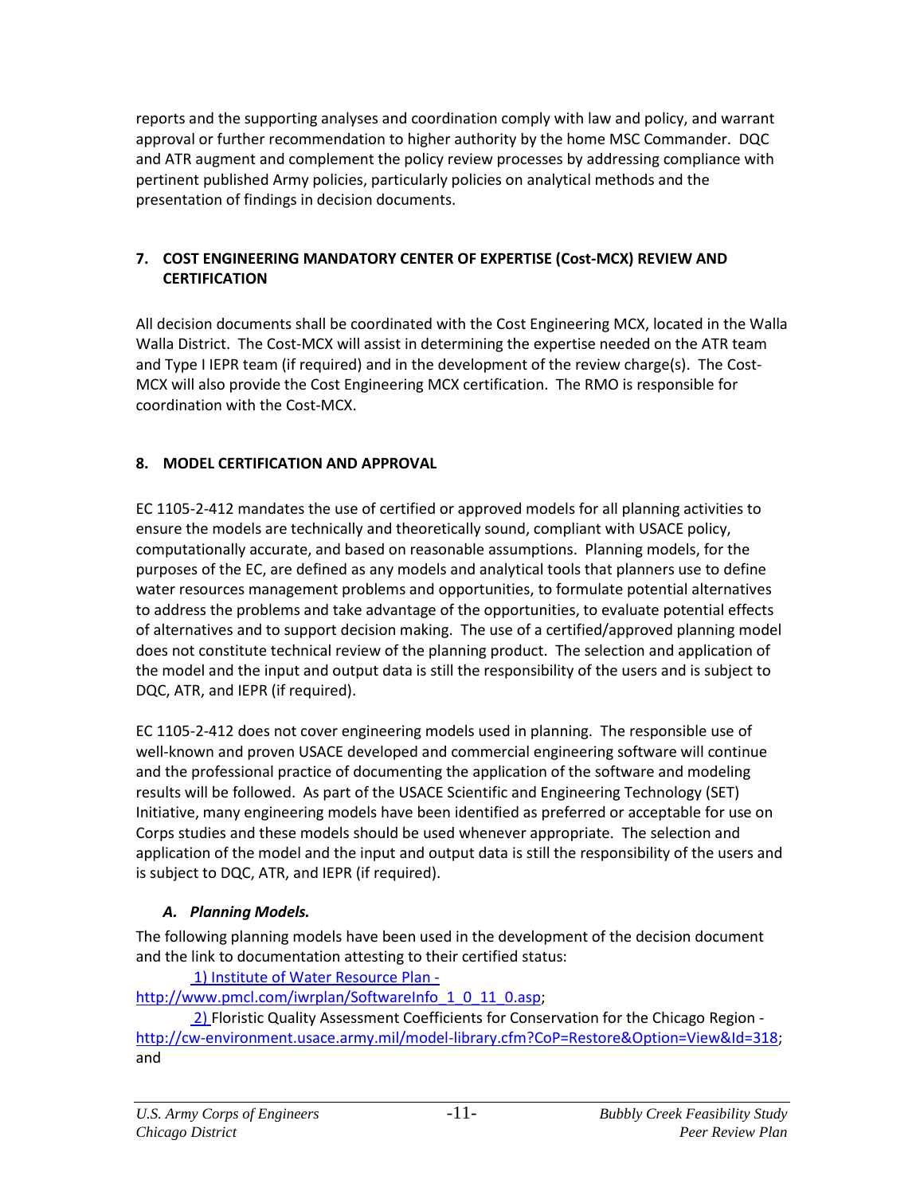reports and the supporting analyses and coordination comply with law and policy, and warrant approval or further recommendation to higher authority by the home MSC Commander. DQC and ATR augment and complement the policy review processes by addressing compliance with pertinent published Army policies, particularly policies on analytical methods and the presentation of findings in decision documents.

## 7. COST ENGINEERING MANDATORY CENTER OF EXPERTISE (Cost-MCX) REVIEW AND CERTIFICATION

All decision documents shall be coordinated with the Cost Engineering MCX, located in the Walla Walla District. The Cost-MCX will assist in determining the expertise needed on the ATR team and Type I IEPR team (if required) and in the development of the review charge(s). The Cost-MCX will also provide the Cost Engineering MCX certification. The RMO is responsible for coordination with the Cost-MCX.

## 8. MODEL CERTIFICATION AND APPROVAL

EC 1105-2-412 mandates the use of certified or approved models for all planning activities to ensure the models are technically and theoretically sound, compliant with USACE policy, computationally accurate, and based on reasonable assumptions. Planning models, for the purposes of the EC, are defined as any models and analytical tools that planners use to define water resources management problems and opportunities, to formulate potential alternatives to address the problems and take advantage of the opportunities, to evaluate potential effects of alternatives and to support decision making. The use of a certified/approved planning model does not constitute technical review of the planning product. The selection and application of the model and the input and output data is still the responsibility of the users and is subject to DQC, ATR, and IEPR (if required).

EC 1105-2-412 does not cover engineering models used in planning. The responsible use of well-known and proven USACE developed and commercial engineering software will continue and the professional practice of documenting the application of the software and modeling results will be followed. As part of the USACE Scientific and Engineering Technology (SET) Initiative, many engineering models have been identified as preferred or acceptable for use on Corps studies and these models should be used whenever appropriate. The selection and application of the model and the input and output data is still the responsibility of the users and is subject to DQC, ATR, and IEPR (if required).

### *A. Planning Models.*

The following planning models have been used in the development of the decision document and the link to documentation attesting to their certified status:

1) Institute of Water Resource Plan - http://www.pmcl.com/iwrplan/SoftwareInfo_1_0_11_0.asp;

2) Floristic Quality Assessment Coefficients for Conservation for the Chicago Region - http://cw-environment.usace.army.mil/model-library.cfm?CoP=Restore&Option=View&Id=318; and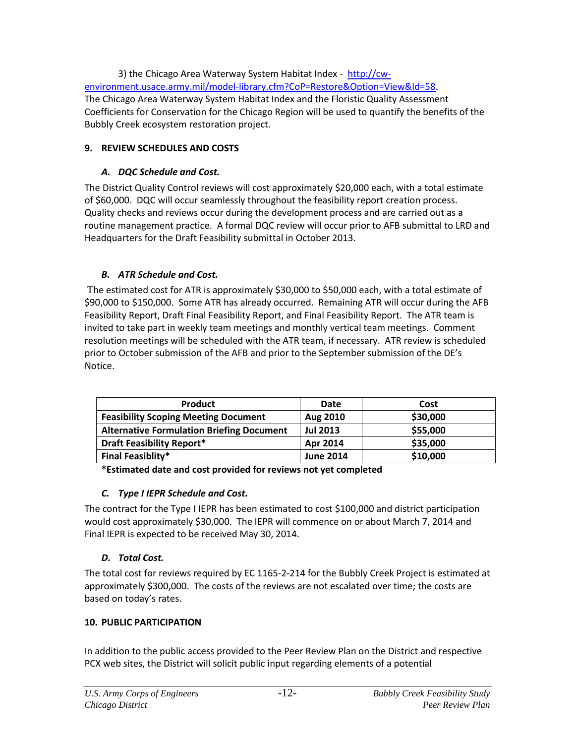3) the Chicago Area Waterway System Habitat Index - http://cw-environment.usace.army.mil/model-library.cfm?CoP=Restore&Option=View&Id=58.
The Chicago Area Waterway System Habitat Index and the Floristic Quality Assessment Coefficients for Conservation for the Chicago Region will be used to quantify the benefits of the Bubbly Creek ecosystem restoration project.

## 9. REVIEW SCHEDULES AND COSTS

### *A. DQC Schedule and Cost.*

The District Quality Control reviews will cost approximately $20,000 each, with a total estimate of $60,000. DQC will occur seamlessly throughout the feasibility report creation process. Quality checks and reviews occur during the development process and are carried out as a routine management practice. A formal DQC review will occur prior to AFB submittal to LRD and Headquarters for the Draft Feasibility submittal in October 2013.

### *B. ATR Schedule and Cost.*

The estimated cost for ATR is approximately $30,000 to $50,000 each, with a total estimate of $90,000 to $150,000. Some ATR has already occurred. Remaining ATR will occur during the AFB Feasibility Report, Draft Final Feasibility Report, and Final Feasibility Report. The ATR team is invited to take part in weekly team meetings and monthly vertical team meetings. Comment resolution meetings will be scheduled with the ATR team, if necessary. ATR review is scheduled prior to October submission of the AFB and prior to the September submission of the DE's Notice.

| Product | Date | Cost |
|---|---|---|
| **Feasibility Scoping Meeting Document** | **Aug 2010** | **$30,000** |
| **Alternative Formulation Briefing Document** | **Jul 2013** | **$55,000** |
| **Draft Feasibility Report*** | **Apr 2014** | **$35,000** |
| **Final Feasiblity*** | **June 2014** | **$10,000** |

**\*Estimated date and cost provided for reviews not yet completed**

### *C. Type I IEPR Schedule and Cost.*

The contract for the Type I IEPR has been estimated to cost $100,000 and district participation would cost approximately $30,000. The IEPR will commence on or about March 7, 2014 and Final IEPR is expected to be received May 30, 2014.

### *D. Total Cost.*

The total cost for reviews required by EC 1165-2-214 for the Bubbly Creek Project is estimated at approximately $300,000. The costs of the reviews are not escalated over time; the costs are based on today's rates.

## 10. PUBLIC PARTICIPATION

In addition to the public access provided to the Peer Review Plan on the District and respective PCX web sites, the District will solicit public input regarding elements of a potential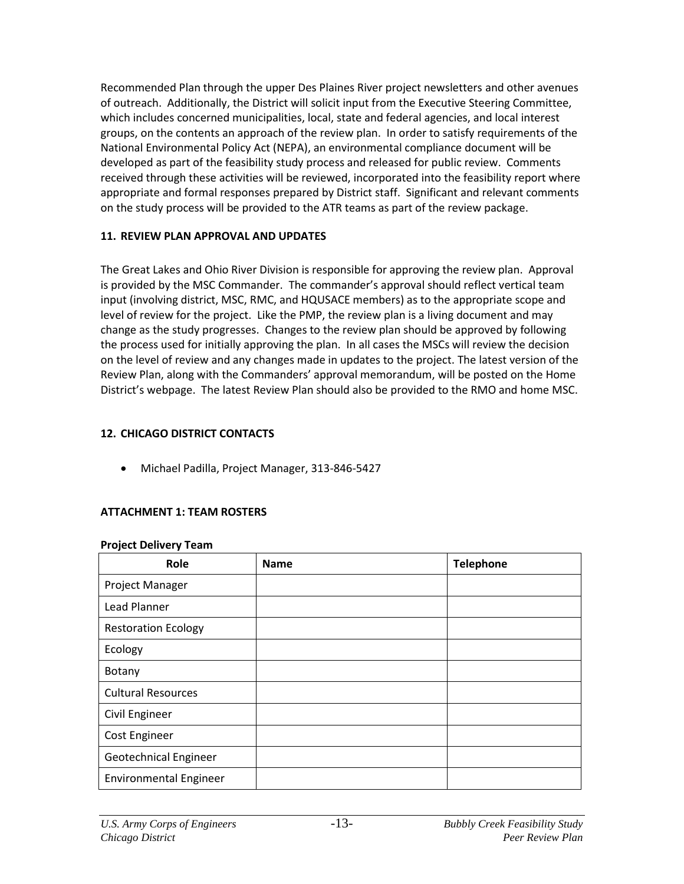Recommended Plan through the upper Des Plaines River project newsletters and other avenues of outreach. Additionally, the District will solicit input from the Executive Steering Committee, which includes concerned municipalities, local, state and federal agencies, and local interest groups, on the contents an approach of the review plan. In order to satisfy requirements of the National Environmental Policy Act (NEPA), an environmental compliance document will be developed as part of the feasibility study process and released for public review. Comments received through these activities will be reviewed, incorporated into the feasibility report where appropriate and formal responses prepared by District staff. Significant and relevant comments on the study process will be provided to the ATR teams as part of the review package.

## 11. REVIEW PLAN APPROVAL AND UPDATES

The Great Lakes and Ohio River Division is responsible for approving the review plan. Approval is provided by the MSC Commander. The commander's approval should reflect vertical team input (involving district, MSC, RMC, and HQUSACE members) as to the appropriate scope and level of review for the project. Like the PMP, the review plan is a living document and may change as the study progresses. Changes to the review plan should be approved by following the process used for initially approving the plan. In all cases the MSCs will review the decision on the level of review and any changes made in updates to the project. The latest version of the Review Plan, along with the Commanders' approval memorandum, will be posted on the Home District's webpage. The latest Review Plan should also be provided to the RMO and home MSC.

## 12. CHICAGO DISTRICT CONTACTS

- Michael Padilla, Project Manager, 313-846-5427

## ATTACHMENT 1: TEAM ROSTERS

**Project Delivery Team**

| Role | Name | Telephone |
|---|---|---|
| Project Manager | | |
| Lead Planner | | |
| Restoration Ecology | | |
| Ecology | | |
| Botany | | |
| Cultural Resources | | |
| Civil Engineer | | |
| Cost Engineer | | |
| Geotechnical Engineer | | |
| Environmental Engineer | | |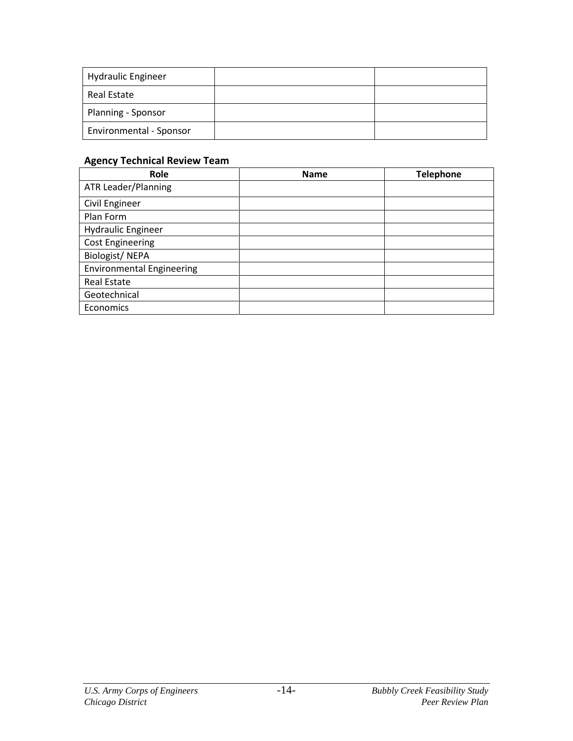| | | |
|---|---|---|
| Hydraulic Engineer | | |
| Real Estate | | |
| Planning - Sponsor | | |
| Environmental - Sponsor | | |

**Agency Technical Review Team**

| Role | Name | Telephone |
|---|---|---|
| ATR Leader/Planning | | |
| Civil Engineer | | |
| Plan Form | | |
| Hydraulic Engineer | | |
| Cost Engineering | | |
| Biologist/ NEPA | | |
| Environmental Engineering | | |
| Real Estate | | |
| Geotechnical | | |
| Economics | | |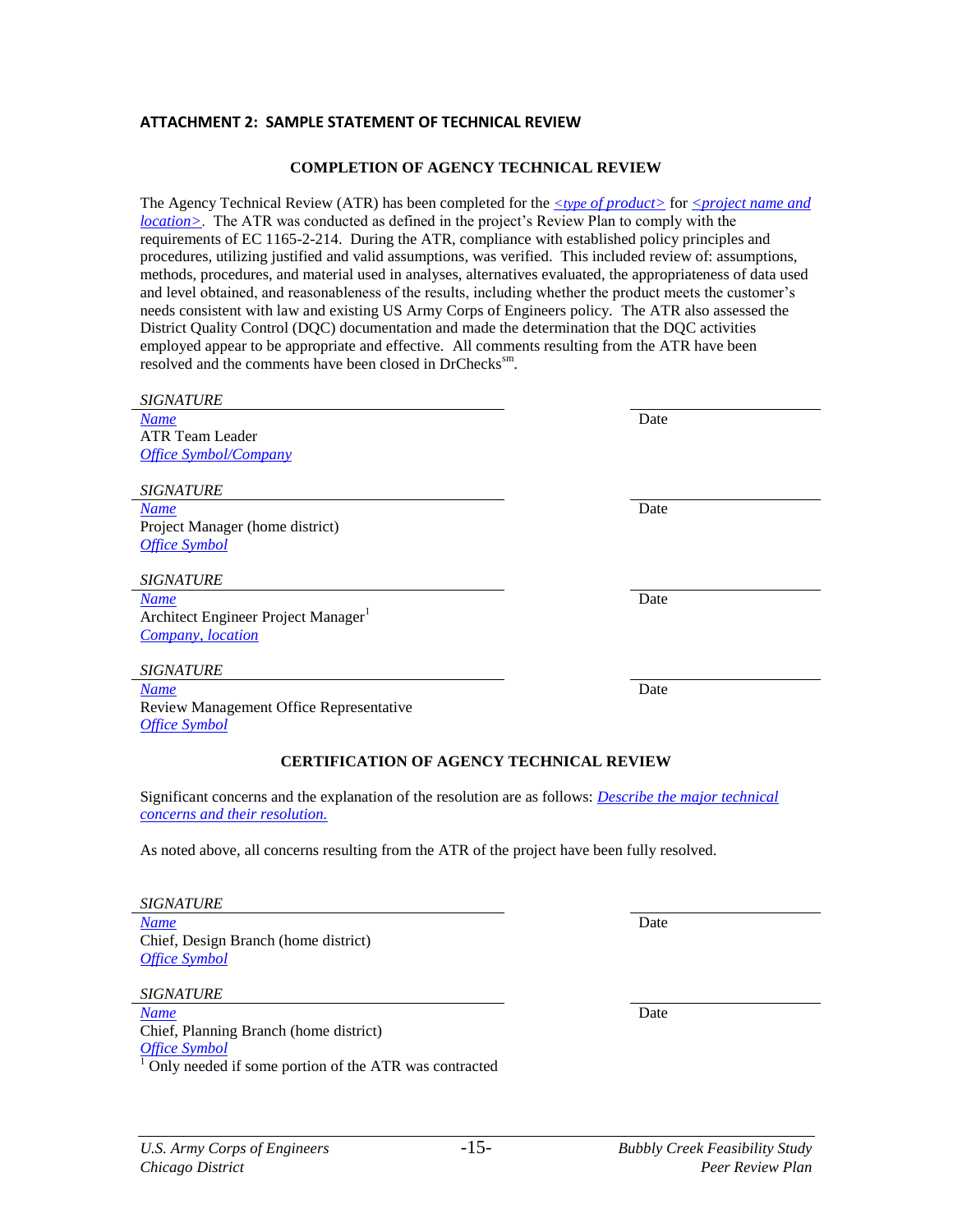## ATTACHMENT 2: SAMPLE STATEMENT OF TECHNICAL REVIEW

### COMPLETION OF AGENCY TECHNICAL REVIEW

The Agency Technical Review (ATR) has been completed for the *<type of product>* for *<project name and location>*. The ATR was conducted as defined in the project's Review Plan to comply with the requirements of EC 1165-2-214. During the ATR, compliance with established policy principles and procedures, utilizing justified and valid assumptions, was verified. This included review of: assumptions, methods, procedures, and material used in analyses, alternatives evaluated, the appropriateness of data used and level obtained, and reasonableness of the results, including whether the product meets the customer's needs consistent with law and existing US Army Corps of Engineers policy. The ATR also assessed the District Quality Control (DQC) documentation and made the determination that the DQC activities employed appear to be appropriate and effective. All comments resulting from the ATR have been resolved and the comments have been closed in DrChecks[sm].

*SIGNATURE*
*Name*
ATR Team Leader
*Office Symbol/Company*
Date

*SIGNATURE*
*Name*
Project Manager (home district)
*Office Symbol*
Date

*SIGNATURE*
*Name*
Architect Engineer Project Manager[1]
*Company, location*
Date

*SIGNATURE*
*Name*
Review Management Office Representative
*Office Symbol*
Date

### CERTIFICATION OF AGENCY TECHNICAL REVIEW

Significant concerns and the explanation of the resolution are as follows: *Describe the major technical concerns and their resolution.*

As noted above, all concerns resulting from the ATR of the project have been fully resolved.

*SIGNATURE*
*Name*
Chief, Design Branch (home district)
*Office Symbol*
Date

*SIGNATURE*
*Name*
Chief, Planning Branch (home district)
*Office Symbol*
Date

[1] Only needed if some portion of the ATR was contracted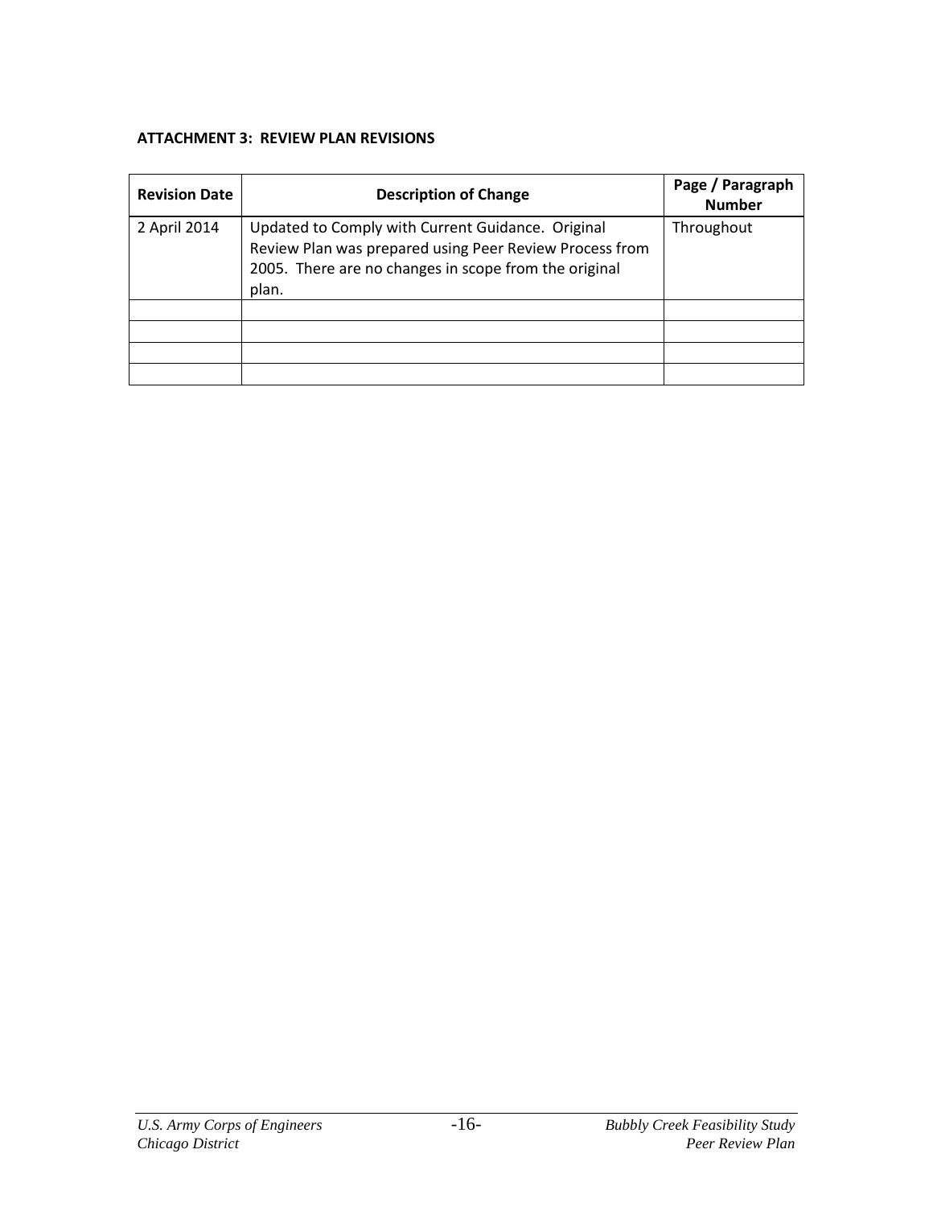**ATTACHMENT 3: REVIEW PLAN REVISIONS**

| Revision Date | Description of Change | Page / Paragraph Number |
|---|---|---|
| 2 April 2014 | Updated to Comply with Current Guidance. Original Review Plan was prepared using Peer Review Process from 2005. There are no changes in scope from the original plan. | Throughout |
| | | |
| | | |
| | | |
| | | |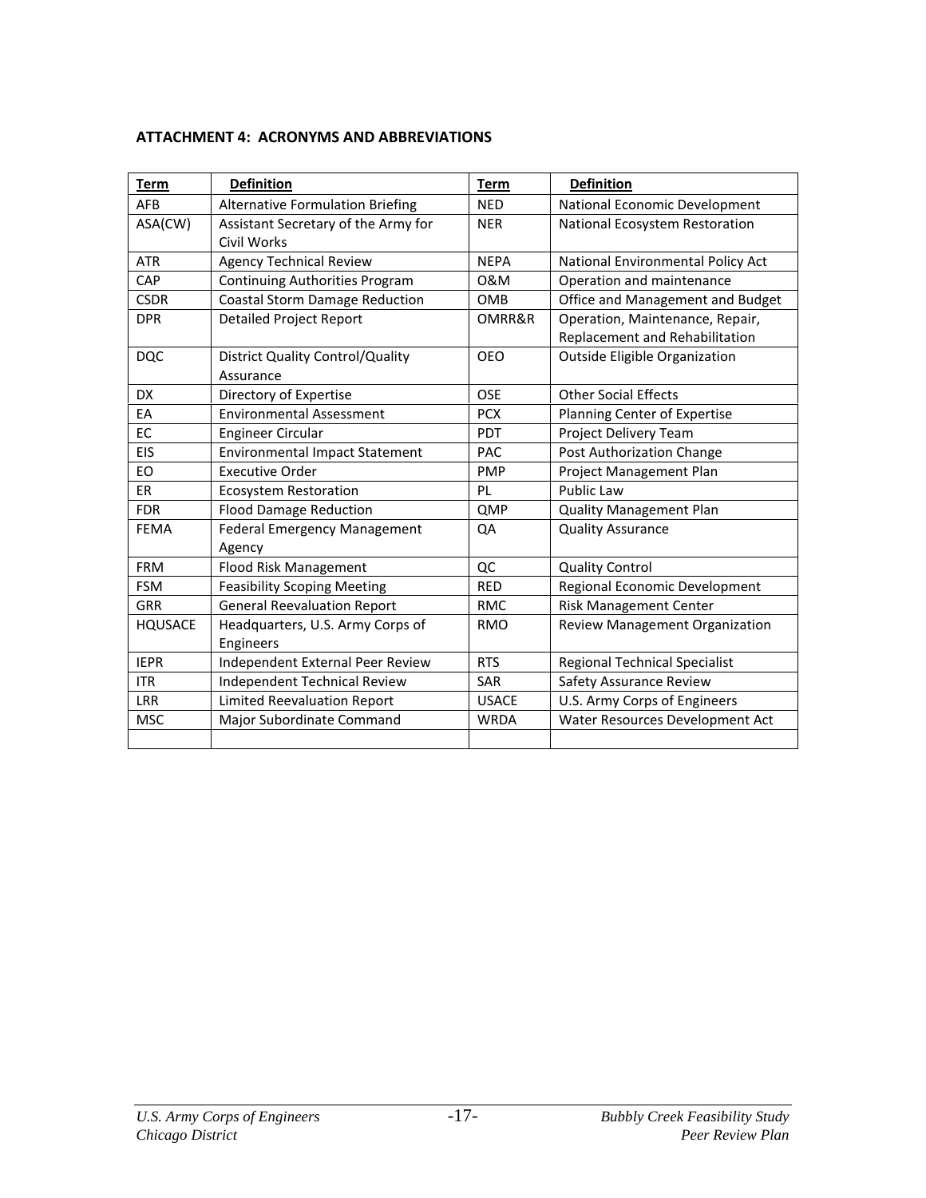**ATTACHMENT 4: ACRONYMS AND ABBREVIATIONS**

| Term | Definition | Term | Definition |
|---|---|---|---|
| AFB | Alternative Formulation Briefing | NED | National Economic Development |
| ASA(CW) | Assistant Secretary of the Army for Civil Works | NER | National Ecosystem Restoration |
| ATR | Agency Technical Review | NEPA | National Environmental Policy Act |
| CAP | Continuing Authorities Program | O&M | Operation and maintenance |
| CSDR | Coastal Storm Damage Reduction | OMB | Office and Management and Budget |
| DPR | Detailed Project Report | OMRR&R | Operation, Maintenance, Repair, Replacement and Rehabilitation |
| DQC | District Quality Control/Quality Assurance | OEO | Outside Eligible Organization |
| DX | Directory of Expertise | OSE | Other Social Effects |
| EA | Environmental Assessment | PCX | Planning Center of Expertise |
| EC | Engineer Circular | PDT | Project Delivery Team |
| EIS | Environmental Impact Statement | PAC | Post Authorization Change |
| EO | Executive Order | PMP | Project Management Plan |
| ER | Ecosystem Restoration | PL | Public Law |
| FDR | Flood Damage Reduction | QMP | Quality Management Plan |
| FEMA | Federal Emergency Management Agency | QA | Quality Assurance |
| FRM | Flood Risk Management | QC | Quality Control |
| FSM | Feasibility Scoping Meeting | RED | Regional Economic Development |
| GRR | General Reevaluation Report | RMC | Risk Management Center |
| HQUSACE | Headquarters, U.S. Army Corps of Engineers | RMO | Review Management Organization |
| IEPR | Independent External Peer Review | RTS | Regional Technical Specialist |
| ITR | Independent Technical Review | SAR | Safety Assurance Review |
| LRR | Limited Reevaluation Report | USACE | U.S. Army Corps of Engineers |
| MSC | Major Subordinate Command | WRDA | Water Resources Development Act |
| | | | |